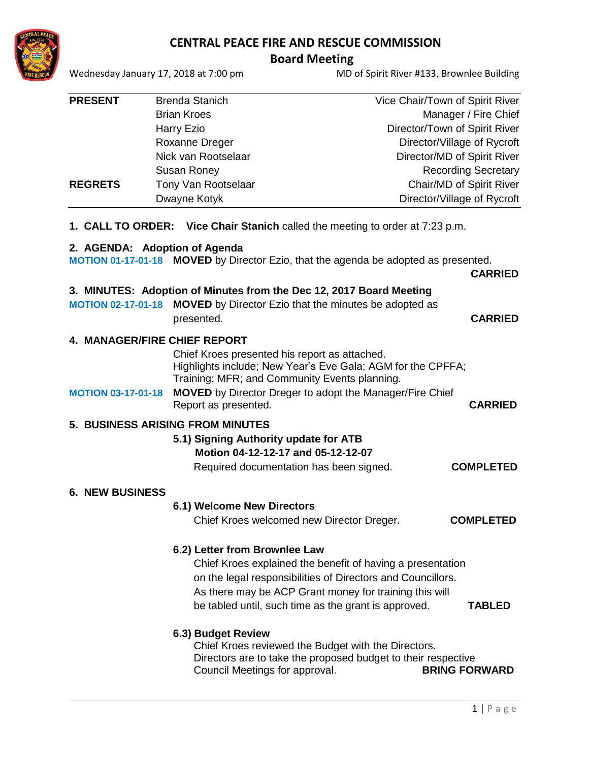# CENTRAL PEACE FIRE AND RESCUE COMMISSION

## Board Meeting

Wednesday January 17, 2018 at 7:00 pm — MD of Spirit River #133, Brownlee Building

| | | |
|---|---|---|
| **PRESENT** | Brenda Stanich | Vice Chair/Town of Spirit River |
| | Brian Kroes | Manager / Fire Chief |
| | Harry Ezio | Director/Town of Spirit River |
| | Roxanne Dreger | Director/Village of Rycroft |
| | Nick van Rootselaar | Director/MD of Spirit River |
| | Susan Roney | Recording Secretary |
| **REGRETS** | Tony Van Rootselaar | Chair/MD of Spirit River |
| | Dwayne Kotyk | Director/Village of Rycroft |

**1. CALL TO ORDER:** **Vice Chair Stanich** called the meeting to order at 7:23 p.m.

**2. AGENDA: Adoption of Agenda**

**MOTION 01-17-01-18** **MOVED** by Director Ezio, that the agenda be adopted as presented. **CARRIED**

**3. MINUTES: Adoption of Minutes from the Dec 12, 2017 Board Meeting**

**MOTION 02-17-01-18** **MOVED** by Director Ezio that the minutes be adopted as presented. **CARRIED**

**4. MANAGER/FIRE CHIEF REPORT**

Chief Kroes presented his report as attached.
Highlights include; New Year's Eve Gala; AGM for the CPFFA; Training; MFR; and Community Events planning.

**MOTION 03-17-01-18** **MOVED** by Director Dreger to adopt the Manager/Fire Chief Report as presented. **CARRIED**

**5. BUSINESS ARISING FROM MINUTES**

**5.1) Signing Authority update for ATB**
**Motion 04-12-12-17 and 05-12-12-07**
Required documentation has been signed. **COMPLETED**

**6. NEW BUSINESS**

**6.1) Welcome New Directors**
Chief Kroes welcomed new Director Dreger. **COMPLETED**

**6.2) Letter from Brownlee Law**
Chief Kroes explained the benefit of having a presentation on the legal responsibilities of Directors and Councillors. As there may be ACP Grant money for training this will be tabled until, such time as the grant is approved. **TABLED**

**6.3) Budget Review**
Chief Kroes reviewed the Budget with the Directors. Directors are to take the proposed budget to their respective Council Meetings for approval. **BRING FORWARD**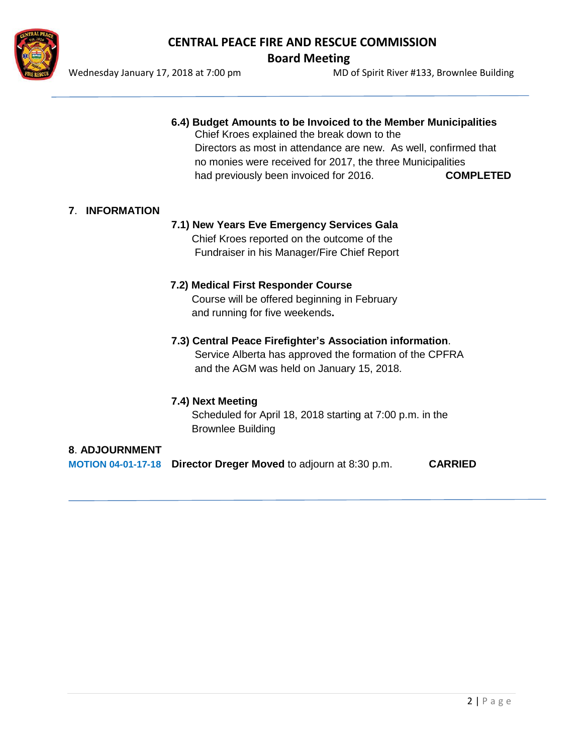**6.4) Budget Amounts to be Invoiced to the Member Municipalities**

Chief Kroes explained the break down to the Directors as most in attendance are new. As well, confirmed that no monies were received for 2017, the three Municipalities had previously been invoiced for 2016. **COMPLETED**

## 7. INFORMATION

**7.1) New Years Eve Emergency Services Gala**

Chief Kroes reported on the outcome of the Fundraiser in his Manager/Fire Chief Report

**7.2) Medical First Responder Course**

Course will be offered beginning in February and running for five weekends**.**

**7.3) Central Peace Firefighter's Association information**.

Service Alberta has approved the formation of the CPFRA and the AGM was held on January 15, 2018.

**7.4) Next Meeting**

Scheduled for April 18, 2018 starting at 7:00 p.m. in the Brownlee Building

## 8. ADJOURNMENT

**MOTION 04-01-17-18** **Director Dreger Moved** to adjourn at 8:30 p.m. **CARRIED**